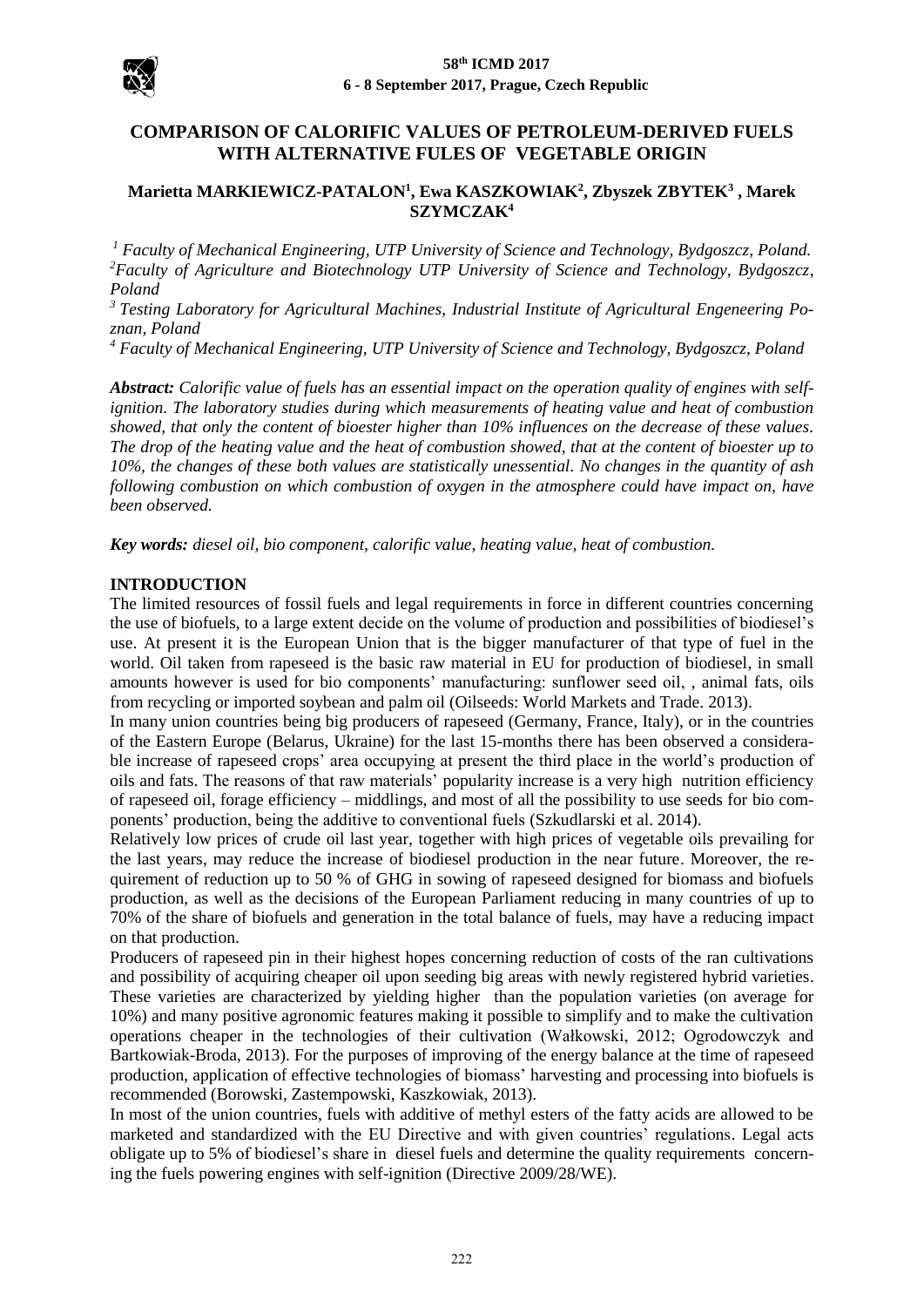# COMPARISON OF CALORIFIC VALUES OF PETROLEUM-DERIVED FUELS WITH ALTERNATIVE FULES OF VEGETABLE ORIGIN

**Marietta MARKIEWICZ-PATALON[1], Ewa KASZKOWIAK[2], Zbyszek ZBYTEK[3] , Marek SZYMCZAK[4]**

*[1] Faculty of Mechanical Engineering, UTP University of Science and Technology, Bydgoszcz, Poland.*
*[2]Faculty of Agriculture and Biotechnology UTP University of Science and Technology, Bydgoszcz, Poland*
*[3] Testing Laboratory for Agricultural Machines, Industrial Institute of Agricultural Engeneering Poznan, Poland*
*[4] Faculty of Mechanical Engineering, UTP University of Science and Technology, Bydgoszcz, Poland*

***Abstract:*** *Calorific value of fuels has an essential impact on the operation quality of engines with self-ignition. The laboratory studies during which measurements of heating value and heat of combustion showed, that only the content of bioester higher than 10% influences on the decrease of these values. The drop of the heating value and the heat of combustion showed, that at the content of bioester up to 10%, the changes of these both values are statistically unessential. No changes in the quantity of ash following combustion on which combustion of oxygen in the atmosphere could have impact on, have been observed.*

***Key words:*** *diesel oil, bio component, calorific value, heating value, heat of combustion.*

## INTRODUCTION

The limited resources of fossil fuels and legal requirements in force in different countries concerning the use of biofuels, to a large extent decide on the volume of production and possibilities of biodiesel's use. At present it is the European Union that is the bigger manufacturer of that type of fuel in the world. Oil taken from rapeseed is the basic raw material in EU for production of biodiesel, in small amounts however is used for bio components' manufacturing: sunflower seed oil, , animal fats, oils from recycling or imported soybean and palm oil (Oilseeds: World Markets and Trade. 2013).

In many union countries being big producers of rapeseed (Germany, France, Italy), or in the countries of the Eastern Europe (Belarus, Ukraine) for the last 15-months there has been observed a considerable increase of rapeseed crops' area occupying at present the third place in the world's production of oils and fats. The reasons of that raw materials' popularity increase is a very high nutrition efficiency of rapeseed oil, forage efficiency – middlings, and most of all the possibility to use seeds for bio components' production, being the additive to conventional fuels (Szkudlarski et al. 2014).

Relatively low prices of crude oil last year, together with high prices of vegetable oils prevailing for the last years, may reduce the increase of biodiesel production in the near future. Moreover, the requirement of reduction up to 50 % of GHG in sowing of rapeseed designed for biomass and biofuels production, as well as the decisions of the European Parliament reducing in many countries of up to 70% of the share of biofuels and generation in the total balance of fuels, may have a reducing impact on that production.

Producers of rapeseed pin in their highest hopes concerning reduction of costs of the ran cultivations and possibility of acquiring cheaper oil upon seeding big areas with newly registered hybrid varieties. These varieties are characterized by yielding higher than the population varieties (on average for 10%) and many positive agronomic features making it possible to simplify and to make the cultivation operations cheaper in the technologies of their cultivation (Wałkowski, 2012; Ogrodowczyk and Bartkowiak-Broda, 2013). For the purposes of improving of the energy balance at the time of rapeseed production, application of effective technologies of biomass' harvesting and processing into biofuels is recommended (Borowski, Zastempowski, Kaszkowiak, 2013).

In most of the union countries, fuels with additive of methyl esters of the fatty acids are allowed to be marketed and standardized with the EU Directive and with given countries' regulations. Legal acts obligate up to 5% of biodiesel's share in diesel fuels and determine the quality requirements concerning the fuels powering engines with self-ignition (Directive 2009/28/WE).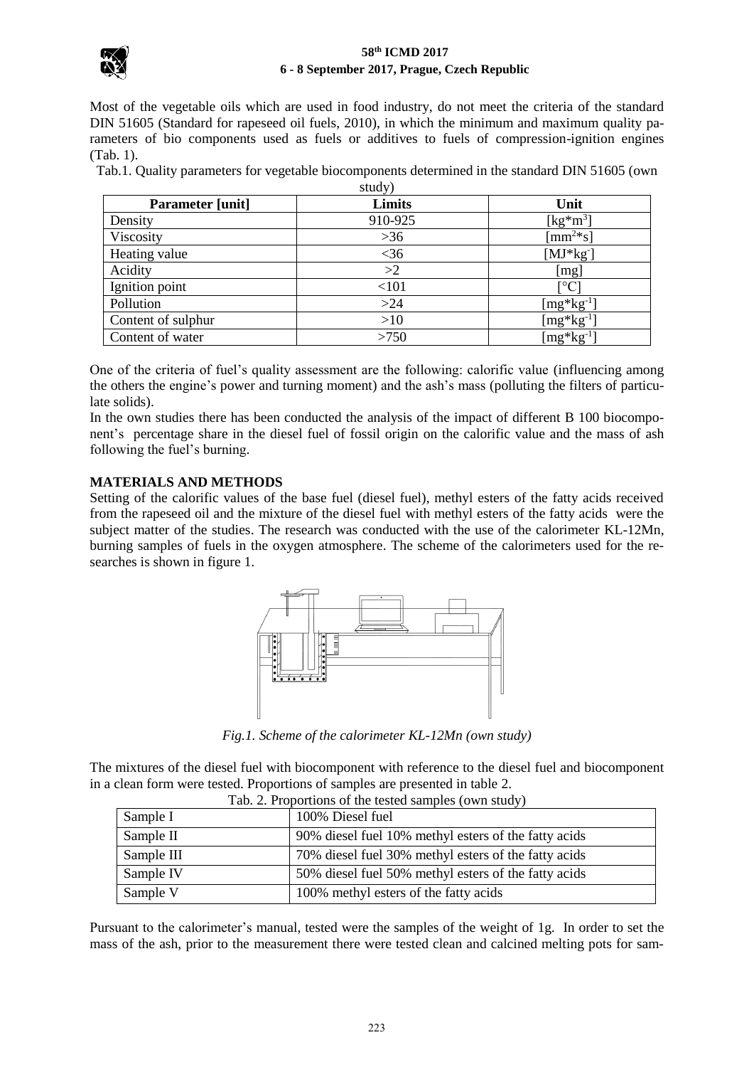Most of the vegetable oils which are used in food industry, do not meet the criteria of the standard DIN 51605 (Standard for rapeseed oil fuels, 2010), in which the minimum and maximum quality parameters of bio components used as fuels or additives to fuels of compression-ignition engines (Tab. 1).

Tab.1. Quality parameters for vegetable biocomponents determined in the standard DIN 51605 (own study)

| Parameter [unit] | Limits | Unit |
|---|---|---|
| Density | 910-925 | [kg*m$^3$] |
| Viscosity | >36 | [mm$^2$*s] |
| Heating value | <36 | [MJ*kg$^-$] |
| Acidity | >2 | [mg] |
| Ignition point | <101 | [°C] |
| Pollution | >24 | [mg*kg$^{-1}$] |
| Content of sulphur | >10 | [mg*kg$^{-1}$] |
| Content of water | >750 | [mg*kg$^{-1}$] |

One of the criteria of fuel's quality assessment are the following: calorific value (influencing among the others the engine's power and turning moment) and the ash's mass (polluting the filters of particulate solids).

In the own studies there has been conducted the analysis of the impact of different B 100 biocomponent's percentage share in the diesel fuel of fossil origin on the calorific value and the mass of ash following the fuel's burning.

## MATERIALS AND METHODS

Setting of the calorific values of the base fuel (diesel fuel), methyl esters of the fatty acids received from the rapeseed oil and the mixture of the diesel fuel with methyl esters of the fatty acids were the subject matter of the studies. The research was conducted with the use of the calorimeter KL-12Mn, burning samples of fuels in the oxygen atmosphere. The scheme of the calorimeters used for the researches is shown in figure 1.

*Fig.1. Scheme of the calorimeter KL-12Mn (own study)*

The mixtures of the diesel fuel with biocomponent with reference to the diesel fuel and biocomponent in a clean form were tested. Proportions of samples are presented in table 2.

Tab. 2. Proportions of the tested samples (own study)

| | |
|---|---|
| Sample I | 100% Diesel fuel |
| Sample II | 90% diesel fuel 10% methyl esters of the fatty acids |
| Sample III | 70% diesel fuel 30% methyl esters of the fatty acids |
| Sample IV | 50% diesel fuel 50% methyl esters of the fatty acids |
| Sample V | 100% methyl esters of the fatty acids |

Pursuant to the calorimeter's manual, tested were the samples of the weight of 1g. In order to set the mass of the ash, prior to the measurement there were tested clean and calcined melting pots for sam-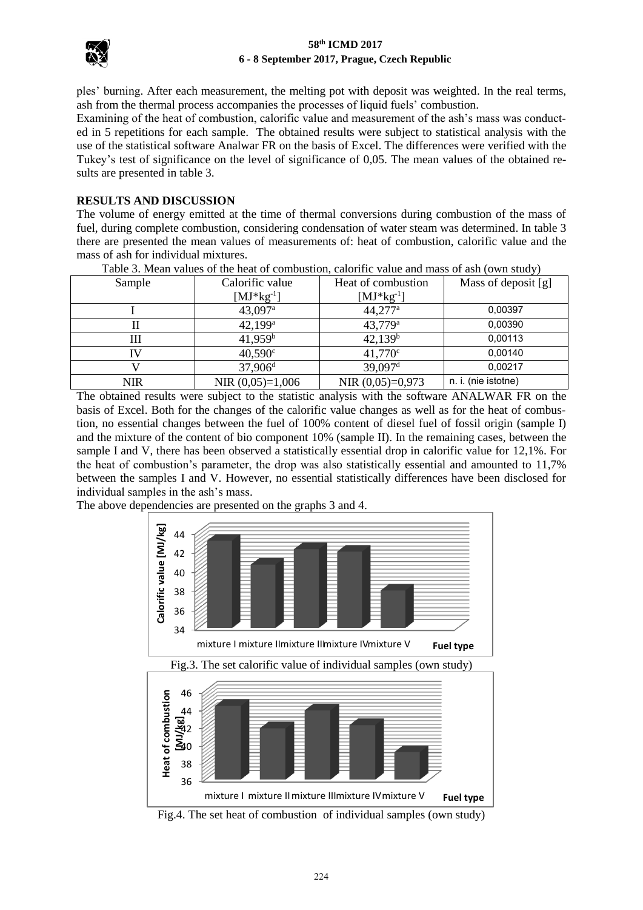ples' burning. After each measurement, the melting pot with deposit was weighted. In the real terms, ash from the thermal process accompanies the processes of liquid fuels' combustion.

Examining of the heat of combustion, calorific value and measurement of the ash's mass was conducted in 5 repetitions for each sample. The obtained results were subject to statistical analysis with the use of the statistical software Analwar FR on the basis of Excel. The differences were verified with the Tukey's test of significance on the level of significance of 0,05. The mean values of the obtained results are presented in table 3.

## RESULTS AND DISCUSSION

The volume of energy emitted at the time of thermal conversions during combustion of the mass of fuel, during complete combustion, considering condensation of water steam was determined. In table 3 there are presented the mean values of measurements of: heat of combustion, calorific value and the mass of ash for individual mixtures.

Table 3. Mean values of the heat of combustion, calorific value and mass of ash (own study)

| Sample | Calorific value [MJ*kg$^{-1}$] | Heat of combustion [MJ*kg$^{-1}$] | Mass of deposit [g] |
|---|---|---|---|
| I | 43,097$^{a}$ | 44,277$^{a}$ | 0,00397 |
| II | 42,199$^{a}$ | 43,779$^{a}$ | 0,00390 |
| III | 41,959$^{b}$ | 42,139$^{b}$ | 0,00113 |
| IV | 40,590$^{c}$ | 41,770$^{c}$ | 0,00140 |
| V | 37,906$^{d}$ | 39,097$^{d}$ | 0,00217 |
| NIR | NIR (0,05)=1,006 | NIR (0,05)=0,973 | n. i. (nie istotne) |

The obtained results were subject to the statistic analysis with the software ANALWAR FR on the basis of Excel. Both for the changes of the calorific value changes as well as for the heat of combustion, no essential changes between the fuel of 100% content of diesel fuel of fossil origin (sample I) and the mixture of the content of bio component 10% (sample II). In the remaining cases, between the sample I and V, there has been observed a statistically essential drop in calorific value for 12,1%. For the heat of combustion's parameter, the drop was also statistically essential and amounted to 11,7% between the samples I and V. However, no essential statistically differences have been disclosed for individual samples in the ash's mass.

The above dependencies are presented on the graphs 3 and 4.

Fig.3. The set calorific value of individual samples (own study)

Fig.4. The set heat of combustion of individual samples (own study)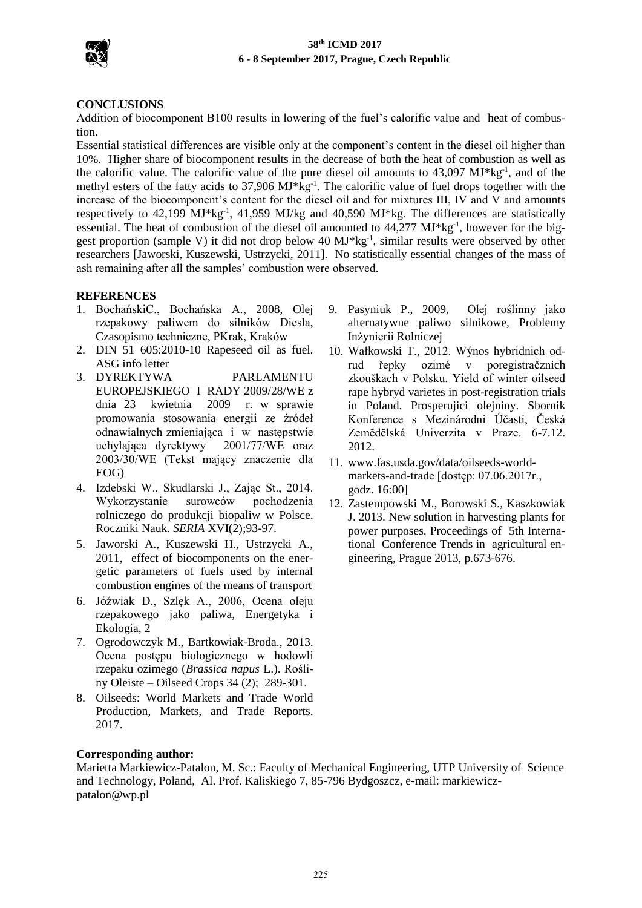## CONCLUSIONS

Addition of biocomponent B100 results in lowering of the fuel's calorific value and heat of combustion.

Essential statistical differences are visible only at the component's content in the diesel oil higher than 10%. Higher share of biocomponent results in the decrease of both the heat of combustion as well as the calorific value. The calorific value of the pure diesel oil amounts to 43,097 $MJ*kg^{-1}$, and of the methyl esters of the fatty acids to 37,906 $MJ*kg^{-1}$. The calorific value of fuel drops together with the increase of the biocomponent's content for the diesel oil and for mixtures III, IV and V and amounts respectively to 42,199 $MJ*kg^{-1}$, 41,959 MJ/kg and 40,590 MJ*kg. The differences are statistically essential. The heat of combustion of the diesel oil amounted to 44,277 $MJ*kg^{-1}$, however for the biggest proportion (sample V) it did not drop below 40 $MJ*kg^{-1}$, similar results were observed by other researchers [Jaworski, Kuszewski, Ustrzycki, 2011]. No statistically essential changes of the mass of ash remaining after all the samples' combustion were observed.

## REFERENCES

1. BochańskiC., Bochańska A., 2008, Olej rzepakowy paliwem do silników Diesla, Czasopismo techniczne, PKrak, Kraków
2. DIN 51 605:2010-10 Rapeseed oil as fuel. ASG info letter
3. DYREKTYWA PARLAMENTU EUROPEJSKIEGO I RADY 2009/28/WE z dnia 23 kwietnia 2009 r. w sprawie promowania stosowania energii ze źródeł odnawialnych zmieniająca i w następstwie uchylająca dyrektywy 2001/77/WE oraz 2003/30/WE (Tekst mający znaczenie dla EOG)
4. Izdebski W., Skudlarski J., Zając St., 2014. Wykorzystanie surowców pochodzenia rolniczego do produkcji biopaliw w Polsce. Roczniki Nauk. *SERIA* XVI(2);93-97.
5. Jaworski A., Kuszewski H., Ustrzycki A., 2011, effect of biocomponents on the energetic parameters of fuels used by internal combustion engines of the means of transport
6. Jóźwiak D., Szlęk A., 2006, Ocena oleju rzepakowego jako paliwa, Energetyka i Ekologia, 2
7. Ogrodowczyk M., Bartkowiak-Broda., 2013. Ocena postępu biologicznego w hodowli rzepaku ozimego (*Brassica napus* L.). Rośliny Oleiste – Oilseed Crops 34 (2); 289-301.
8. Oilseeds: World Markets and Trade World Production, Markets, and Trade Reports. 2017.
9. Pasyniuk P., 2009, Olej roślinny jako alternatywne paliwo silnikowe, Problemy Inżynierii Rolniczej
10. Wałkowski T., 2012. Wýnos hybridnich odrud řepky ozimé v poregistračnich zkouškach v Polsku. Yield of winter oilseed rape hybryd varietes in post-registration trials in Poland. Prosperujici olejniny. Sbornik Konference s Mezinárodni Účasti, Česká Zemědělská Univerzita v Praze. 6-7.12. 2012.
11. www.fas.usda.gov/data/oilseeds-world-markets-and-trade [dostęp: 07.06.2017r., godz. 16:00]
12. Zastempowski M., Borowski S., Kaszkowiak J. 2013. New solution in harvesting plants for power purposes. Proceedings of 5th International Conference Trends in agricultural engineering, Prague 2013, p.673-676.

**Corresponding author:**

Marietta Markiewicz-Patalon, M. Sc.: Faculty of Mechanical Engineering, UTP University of Science and Technology, Poland, Al. Prof. Kaliskiego 7, 85-796 Bydgoszcz, e-mail: markiewicz-patalon@wp.pl